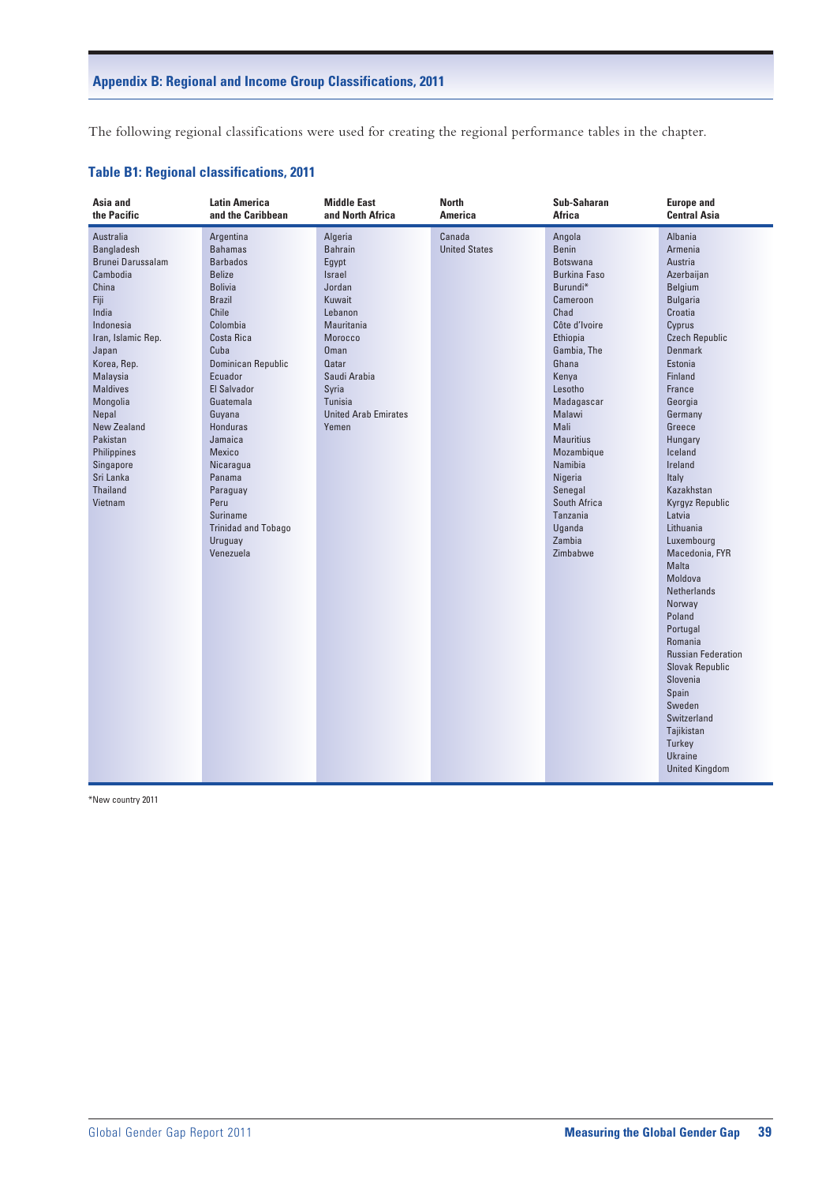## Appendix B: Regional and Income Group Classifications, 2011

The following regional classifications were used for creating the regional performance tables in the chapter.

### Table B1: Regional classifications, 2011

| Asia and the Pacific | Latin America and the Caribbean | Middle East and North Africa | North America | Sub-Saharan Africa | Europe and Central Asia |
|---|---|---|---|---|---|
| Australia | Argentina | Algeria | Canada | Angola | Albania |
| Bangladesh | Bahamas | Bahrain | United States | Benin | Armenia |
| Brunei Darussalam | Barbados | Egypt | | Botswana | Austria |
| Cambodia | Belize | Israel | | Burkina Faso | Azerbaijan |
| China | Bolivia | Jordan | | Burundi* | Belgium |
| Fiji | Brazil | Kuwait | | Cameroon | Bulgaria |
| India | Chile | Lebanon | | Chad | Croatia |
| Indonesia | Colombia | Mauritania | | Côte d'Ivoire | Cyprus |
| Iran, Islamic Rep. | Costa Rica | Morocco | | Ethiopia | Czech Republic |
| Japan | Cuba | Oman | | Gambia, The | Denmark |
| Korea, Rep. | Dominican Republic | Qatar | | Ghana | Estonia |
| Malaysia | Ecuador | Saudi Arabia | | Kenya | Finland |
| Maldives | El Salvador | Syria | | Lesotho | France |
| Mongolia | Guatemala | Tunisia | | Madagascar | Georgia |
| Nepal | Guyana | United Arab Emirates | | Malawi | Germany |
| New Zealand | Honduras | Yemen | | Mali | Greece |
| Pakistan | Jamaica | | | Mauritius | Hungary |
| Philippines | Mexico | | | Mozambique | Iceland |
| Singapore | Nicaragua | | | Namibia | Ireland |
| Sri Lanka | Panama | | | Nigeria | Italy |
| Thailand | Paraguay | | | Senegal | Kazakhstan |
| Vietnam | Peru | | | South Africa | Kyrgyz Republic |
| | Suriname | | | Tanzania | Latvia |
| | Trinidad and Tobago | | | Uganda | Lithuania |
| | Uruguay | | | Zambia | Luxembourg |
| | Venezuela | | | Zimbabwe | Macedonia, FYR |
| | | | | | Malta |
| | | | | | Moldova |
| | | | | | Netherlands |
| | | | | | Norway |
| | | | | | Poland |
| | | | | | Portugal |
| | | | | | Romania |
| | | | | | Russian Federation |
| | | | | | Slovak Republic |
| | | | | | Slovenia |
| | | | | | Spain |
| | | | | | Sweden |
| | | | | | Switzerland |
| | | | | | Tajikistan |
| | | | | | Turkey |
| | | | | | Ukraine |
| | | | | | United Kingdom |

*New country 2011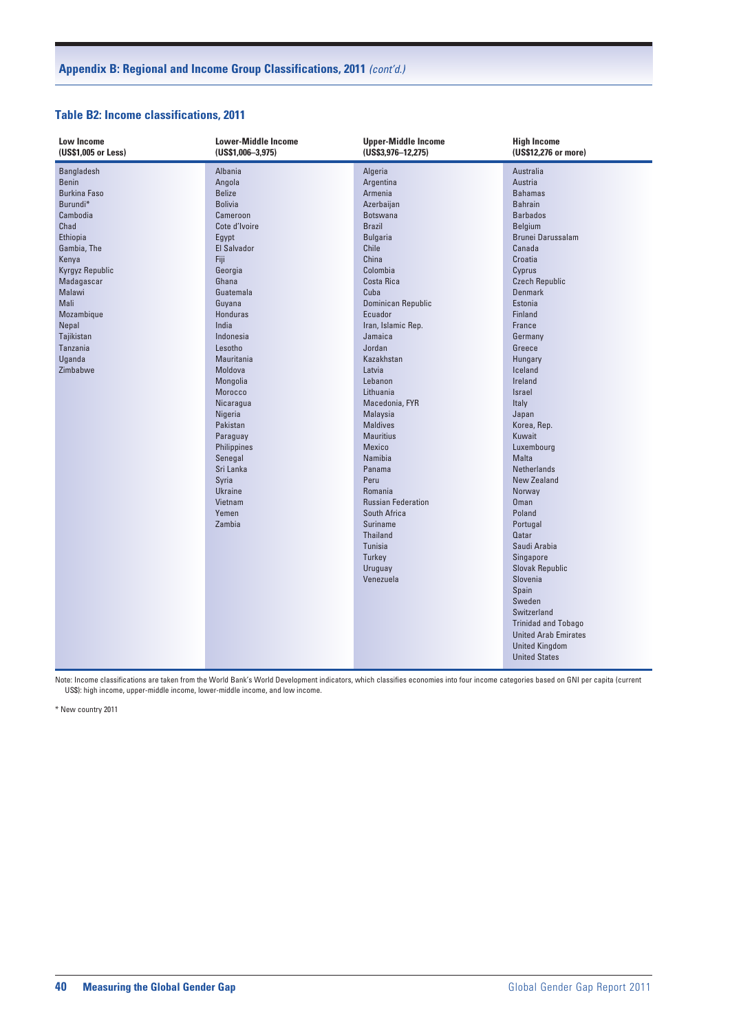## Appendix B: Regional and Income Group Classifications, 2011 *(cont'd.)*

### Table B2: Income classifications, 2011

| Low Income (US$1,005 or Less) | Lower-Middle Income (US$1,006–3,975) | Upper-Middle Income (US$3,976–12,275) | High Income (US$12,276 or more) |
|---|---|---|---|
| Bangladesh | Albania | Algeria | Australia |
| Benin | Angola | Argentina | Austria |
| Burkina Faso | Belize | Armenia | Bahamas |
| Burundi* | Bolivia | Azerbaijan | Bahrain |
| Cambodia | Cameroon | Botswana | Barbados |
| Chad | Cote d'Ivoire | Brazil | Belgium |
| Ethiopia | Egypt | Bulgaria | Brunei Darussalam |
| Gambia, The | El Salvador | Chile | Canada |
| Kenya | Fiji | China | Croatia |
| Kyrgyz Republic | Georgia | Colombia | Cyprus |
| Madagascar | Ghana | Costa Rica | Czech Republic |
| Malawi | Guatemala | Cuba | Denmark |
| Mali | Guyana | Dominican Republic | Estonia |
| Mozambique | Honduras | Ecuador | Finland |
| Nepal | India | Iran, Islamic Rep. | France |
| Tajikistan | Indonesia | Jamaica | Germany |
| Tanzania | Lesotho | Jordan | Greece |
| Uganda | Mauritania | Kazakhstan | Hungary |
| Zimbabwe | Moldova | Latvia | Iceland |
| | Mongolia | Lebanon | Ireland |
| | Morocco | Lithuania | Israel |
| | Nicaragua | Macedonia, FYR | Italy |
| | Nigeria | Malaysia | Japan |
| | Pakistan | Maldives | Korea, Rep. |
| | Paraguay | Mauritius | Kuwait |
| | Philippines | Mexico | Luxembourg |
| | Senegal | Namibia | Malta |
| | Sri Lanka | Panama | Netherlands |
| | Syria | Peru | New Zealand |
| | Ukraine | Romania | Norway |
| | Vietnam | Russian Federation | Oman |
| | Yemen | South Africa | Poland |
| | Zambia | Suriname | Portugal |
| | | Thailand | Qatar |
| | | Tunisia | Saudi Arabia |
| | | Turkey | Singapore |
| | | Uruguay | Slovak Republic |
| | | Venezuela | Slovenia |
| | | | Spain |
| | | | Sweden |
| | | | Switzerland |
| | | | Trinidad and Tobago |
| | | | United Arab Emirates |
| | | | United Kingdom |
| | | | United States |

Note: Income classifications are taken from the World Bank's World Development indicators, which classifies economies into four income categories based on GNI per capita (current US$): high income, upper-middle income, lower-middle income, and low income.

* New country 2011